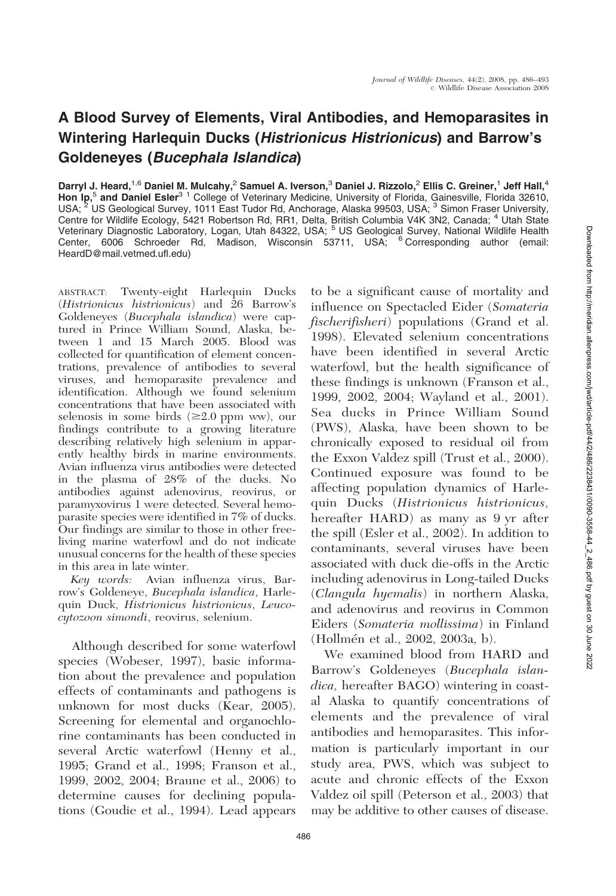# A Blood Survey of Elements, Viral Antibodies, and Hemoparasites in Wintering Harlequin Ducks (*Histrionicus Histrionicus*) and Barrow's Goldeneyes (*Bucephala Islandica*)

**Darryl J. Heard,[1,6] Daniel M. Mulcahy,[2] Samuel A. Iverson,[3] Daniel J. Rizzolo,[2] Ellis C. Greiner,[1] Jeff Hall,[4] Hon Ip,[5] and Daniel Esler[3]** [1] College of Veterinary Medicine, University of Florida, Gainesville, Florida 32610, USA; [2] US Geological Survey, 1011 East Tudor Rd, Anchorage, Alaska 99503, USA; [3] Simon Fraser University, Centre for Wildlife Ecology, 5421 Robertson Rd, RR1, Delta, British Columbia V4K 3N2, Canada; [4] Utah State Veterinary Diagnostic Laboratory, Logan, Utah 84322, USA; [5] US Geological Survey, National Wildlife Health Center, 6006 Schroeder Rd, Madison, Wisconsin 53711, USA; [6] Corresponding author (email: HeardD@mail.vetmed.ufl.edu)

ABSTRACT: Twenty-eight Harlequin Ducks (*Histrionicus histrionicus*) and 26 Barrow's Goldeneyes (*Bucephala islandica*) were captured in Prince William Sound, Alaska, between 1 and 15 March 2005. Blood was collected for quantification of element concentrations, prevalence of antibodies to several viruses, and hemoparasite prevalence and identification. Although we found selenium concentrations that have been associated with selenosis in some birds (≥2.0 ppm ww), our findings contribute to a growing literature describing relatively high selenium in apparently healthy birds in marine environments. Avian influenza virus antibodies were detected in the plasma of 28% of the ducks. No antibodies against adenovirus, reovirus, or paramyxovirus 1 were detected. Several hemoparasite species were identified in 7% of ducks. Our findings are similar to those in other free-living marine waterfowl and do not indicate unusual concerns for the health of these species in this area in late winter.

*Key words:* Avian influenza virus, Barrow's Goldeneye, *Bucephala islandica*, Harlequin Duck, *Histrionicus histrionicus*, *Leucocytozoon simondi*, reovirus, selenium.

Although described for some waterfowl species (Wobeser, 1997), basic information about the prevalence and population effects of contaminants and pathogens is unknown for most ducks (Kear, 2005). Screening for elemental and organochlorine contaminants has been conducted in several Arctic waterfowl (Henny et al., 1995; Grand et al., 1998; Franson et al., 1999, 2002, 2004; Braune et al., 2006) to determine causes for declining populations (Goudie et al., 1994). Lead appears to be a significant cause of mortality and influence on Spectacled Eider (*Somateria fischerifisheri*) populations (Grand et al. 1998). Elevated selenium concentrations have been identified in several Arctic waterfowl, but the health significance of these findings is unknown (Franson et al., 1999, 2002, 2004; Wayland et al., 2001). Sea ducks in Prince William Sound (PWS), Alaska, have been shown to be chronically exposed to residual oil from the Exxon Valdez spill (Trust et al., 2000). Continued exposure was found to be affecting population dynamics of Harlequin Ducks (*Histrionicus histrionicus*, hereafter HARD) as many as 9 yr after the spill (Esler et al., 2002). In addition to contaminants, several viruses have been associated with duck die-offs in the Arctic including adenovirus in Long-tailed Ducks (*Clangula hyemalis*) in northern Alaska, and adenovirus and reovirus in Common Eiders (*Somateria mollissima*) in Finland (Hollmén et al., 2002, 2003a, b).

We examined blood from HARD and Barrow's Goldeneyes (*Bucephala islandica*, hereafter BAGO) wintering in coastal Alaska to quantify concentrations of elements and the prevalence of viral antibodies and hemoparasites. This information is particularly important in our study area, PWS, which was subject to acute and chronic effects of the Exxon Valdez oil spill (Peterson et al., 2003) that may be additive to other causes of disease.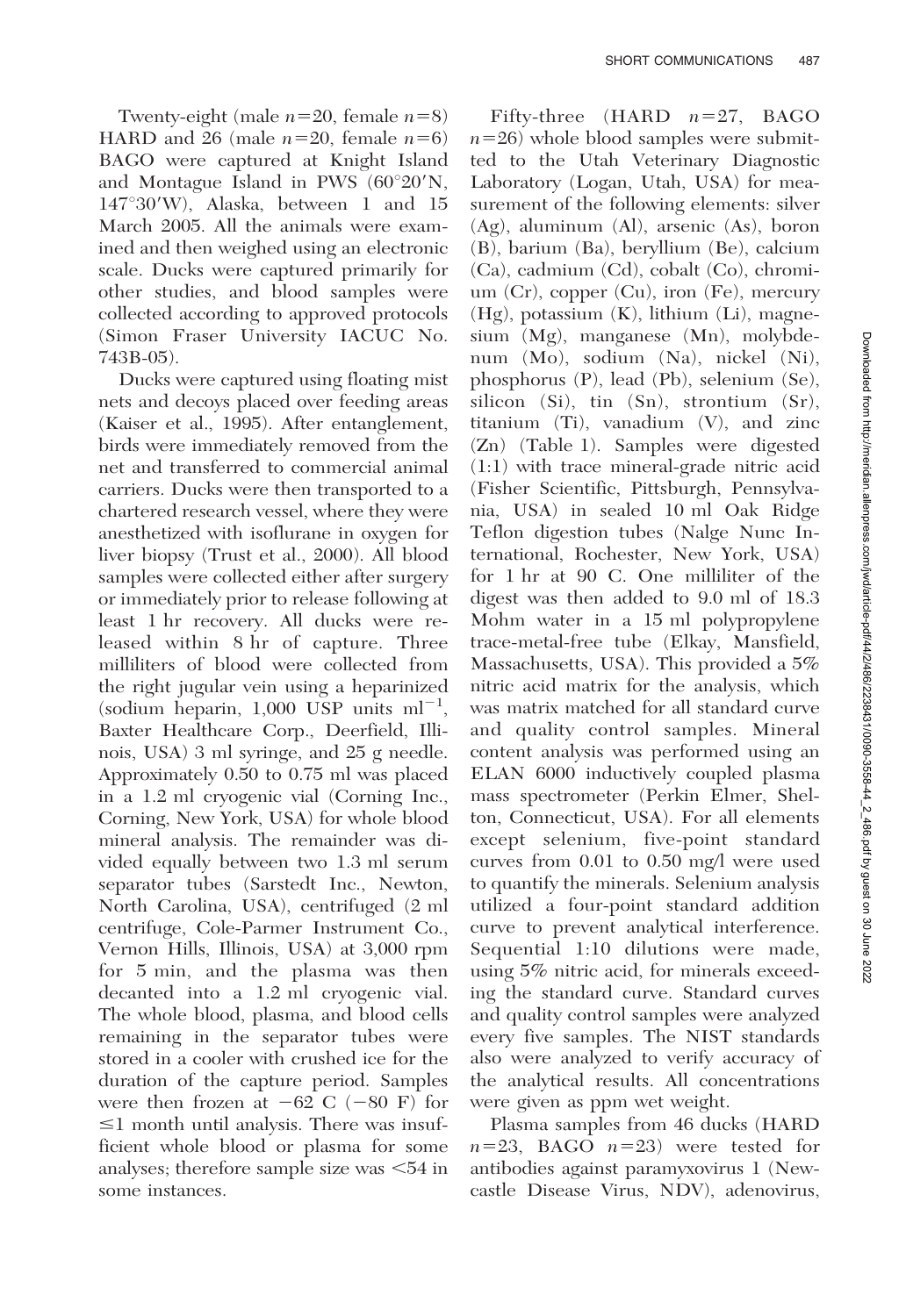Twenty-eight (male $n=20$, female $n=8$) HARD and 26 (male $n=20$, female $n=6$) BAGO were captured at Knight Island and Montague Island in PWS (60°20′N, 147°30′W), Alaska, between 1 and 15 March 2005. All the animals were examined and then weighed using an electronic scale. Ducks were captured primarily for other studies, and blood samples were collected according to approved protocols (Simon Fraser University IACUC No. 743B-05).

Ducks were captured using floating mist nets and decoys placed over feeding areas (Kaiser et al., 1995). After entanglement, birds were immediately removed from the net and transferred to commercial animal carriers. Ducks were then transported to a chartered research vessel, where they were anesthetized with isoflurane in oxygen for liver biopsy (Trust et al., 2000). All blood samples were collected either after surgery or immediately prior to release following at least 1 hr recovery. All ducks were released within 8 hr of capture. Three milliliters of blood were collected from the right jugular vein using a heparinized (sodium heparin, 1,000 USP units ml$^{-1}$, Baxter Healthcare Corp., Deerfield, Illinois, USA) 3 ml syringe, and 25 g needle. Approximately 0.50 to 0.75 ml was placed in a 1.2 ml cryogenic vial (Corning Inc., Corning, New York, USA) for whole blood mineral analysis. The remainder was divided equally between two 1.3 ml serum separator tubes (Sarstedt Inc., Newton, North Carolina, USA), centrifuged (2 ml centrifuge, Cole-Parmer Instrument Co., Vernon Hills, Illinois, USA) at 3,000 rpm for 5 min, and the plasma was then decanted into a 1.2 ml cryogenic vial. The whole blood, plasma, and blood cells remaining in the separator tubes were stored in a cooler with crushed ice for the duration of the capture period. Samples were then frozen at −62 C (−80 F) for ≤1 month until analysis. There was insufficient whole blood or plasma for some analyses; therefore sample size was <54 in some instances.

Fifty-three (HARD $n=27$, BAGO $n=26$) whole blood samples were submitted to the Utah Veterinary Diagnostic Laboratory (Logan, Utah, USA) for measurement of the following elements: silver (Ag), aluminum (Al), arsenic (As), boron (B), barium (Ba), beryllium (Be), calcium (Ca), cadmium (Cd), cobalt (Co), chromium (Cr), copper (Cu), iron (Fe), mercury (Hg), potassium (K), lithium (Li), magnesium (Mg), manganese (Mn), molybdenum (Mo), sodium (Na), nickel (Ni), phosphorus (P), lead (Pb), selenium (Se), silicon (Si), tin (Sn), strontium (Sr), titanium (Ti), vanadium (V), and zinc (Zn) (Table 1). Samples were digested (1:1) with trace mineral-grade nitric acid (Fisher Scientific, Pittsburgh, Pennsylvania, USA) in sealed 10 ml Oak Ridge Teflon digestion tubes (Nalge Nunc International, Rochester, New York, USA) for 1 hr at 90 C. One milliliter of the digest was then added to 9.0 ml of 18.3 Mohm water in a 15 ml polypropylene trace-metal-free tube (Elkay, Mansfield, Massachusetts, USA). This provided a 5% nitric acid matrix for the analysis, which was matrix matched for all standard curve and quality control samples. Mineral content analysis was performed using an ELAN 6000 inductively coupled plasma mass spectrometer (Perkin Elmer, Shelton, Connecticut, USA). For all elements except selenium, five-point standard curves from 0.01 to 0.50 mg/l were used to quantify the minerals. Selenium analysis utilized a four-point standard addition curve to prevent analytical interference. Sequential 1:10 dilutions were made, using 5% nitric acid, for minerals exceeding the standard curve. Standard curves and quality control samples were analyzed every five samples. The NIST standards also were analyzed to verify accuracy of the analytical results. All concentrations were given as ppm wet weight.

Plasma samples from 46 ducks (HARD $n=23$, BAGO $n=23$) were tested for antibodies against paramyxovirus 1 (Newcastle Disease Virus, NDV), adenovirus,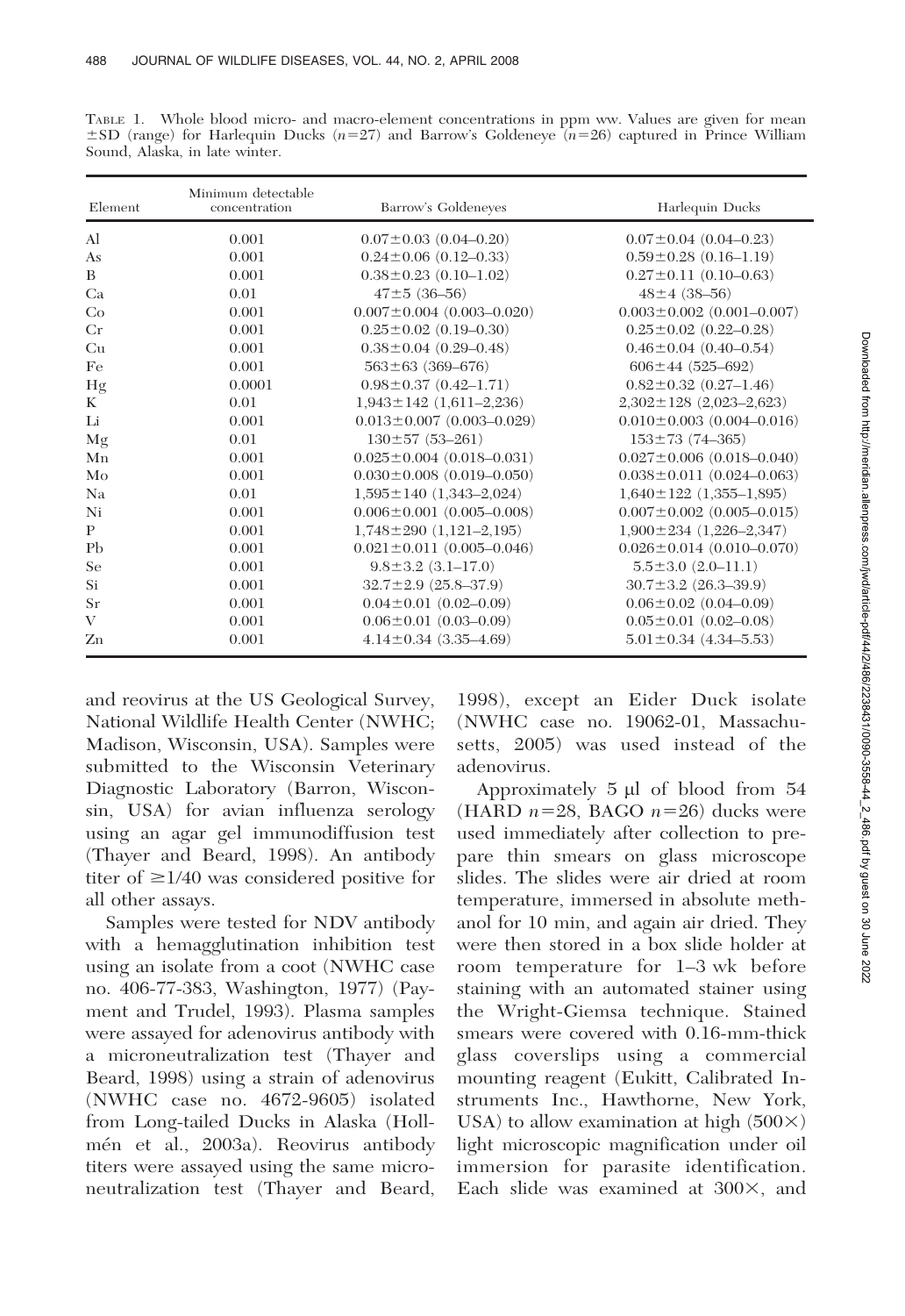TABLE 1. Whole blood micro- and macro-element concentrations in ppm ww. Values are given for mean ±SD (range) for Harlequin Ducks ($n$=27) and Barrow's Goldeneye ($n$=26) captured in Prince William Sound, Alaska, in late winter.

| Element | Minimum detectable concentration | Barrow's Goldeneyes | Harlequin Ducks |
|---|---|---|---|
| Al | 0.001 | 0.07±0.03 (0.04–0.20) | 0.07±0.04 (0.04–0.23) |
| As | 0.001 | 0.24±0.06 (0.12–0.33) | 0.59±0.28 (0.16–1.19) |
| B | 0.001 | 0.38±0.23 (0.10–1.02) | 0.27±0.11 (0.10–0.63) |
| Ca | 0.01 | 47±5 (36–56) | 48±4 (38–56) |
| Co | 0.001 | 0.007±0.004 (0.003–0.020) | 0.003±0.002 (0.001–0.007) |
| Cr | 0.001 | 0.25±0.02 (0.19–0.30) | 0.25±0.02 (0.22–0.28) |
| Cu | 0.001 | 0.38±0.04 (0.29–0.48) | 0.46±0.04 (0.40–0.54) |
| Fe | 0.001 | 563±63 (369–676) | 606±44 (525–692) |
| Hg | 0.0001 | 0.98±0.37 (0.42–1.71) | 0.82±0.32 (0.27–1.46) |
| K | 0.01 | 1,943±142 (1,611–2,236) | 2,302±128 (2,023–2,623) |
| Li | 0.001 | 0.013±0.007 (0.003–0.029) | 0.010±0.003 (0.004–0.016) |
| Mg | 0.01 | 130±57 (53–261) | 153±73 (74–365) |
| Mn | 0.001 | 0.025±0.004 (0.018–0.031) | 0.027±0.006 (0.018–0.040) |
| Mo | 0.001 | 0.030±0.008 (0.019–0.050) | 0.038±0.011 (0.024–0.063) |
| Na | 0.01 | 1,595±140 (1,343–2,024) | 1,640±122 (1,355–1,895) |
| Ni | 0.001 | 0.006±0.001 (0.005–0.008) | 0.007±0.002 (0.005–0.015) |
| P | 0.001 | 1,748±290 (1,121–2,195) | 1,900±234 (1,226–2,347) |
| Pb | 0.001 | 0.021±0.011 (0.005–0.046) | 0.026±0.014 (0.010–0.070) |
| Se | 0.001 | 9.8±3.2 (3.1–17.0) | 5.5±3.0 (2.0–11.1) |
| Si | 0.001 | 32.7±2.9 (25.8–37.9) | 30.7±3.2 (26.3–39.9) |
| Sr | 0.001 | 0.04±0.01 (0.02–0.09) | 0.06±0.02 (0.04–0.09) |
| V | 0.001 | 0.06±0.01 (0.03–0.09) | 0.05±0.01 (0.02–0.08) |
| Zn | 0.001 | 4.14±0.34 (3.35–4.69) | 5.01±0.34 (4.34–5.53) |

and reovirus at the US Geological Survey, National Wildlife Health Center (NWHC; Madison, Wisconsin, USA). Samples were submitted to the Wisconsin Veterinary Diagnostic Laboratory (Barron, Wisconsin, USA) for avian influenza serology using an agar gel immunodiffusion test (Thayer and Beard, 1998). An antibody titer of ≥1/40 was considered positive for all other assays.

Samples were tested for NDV antibody with a hemagglutination inhibition test using an isolate from a coot (NWHC case no. 406-77-383, Washington, 1977) (Payment and Trudel, 1993). Plasma samples were assayed for adenovirus antibody with a microneutralization test (Thayer and Beard, 1998) using a strain of adenovirus (NWHC case no. 4672-9605) isolated from Long-tailed Ducks in Alaska (Hollmén et al., 2003a). Reovirus antibody titers were assayed using the same microneutralization test (Thayer and Beard, 1998), except an Eider Duck isolate (NWHC case no. 19062-01, Massachusetts, 2005) was used instead of the adenovirus.

Approximately 5 µl of blood from 54 (HARD $n$=28, BAGO $n$=26) ducks were used immediately after collection to prepare thin smears on glass microscope slides. The slides were air dried at room temperature, immersed in absolute methanol for 10 min, and again air dried. They were then stored in a box slide holder at room temperature for 1–3 wk before staining with an automated stainer using the Wright-Giemsa technique. Stained smears were covered with 0.16-mm-thick glass coverslips using a commercial mounting reagent (Eukitt, Calibrated Instruments Inc., Hawthorne, New York, USA) to allow examination at high (500×) light microscopic magnification under oil immersion for parasite identification. Each slide was examined at 300×, and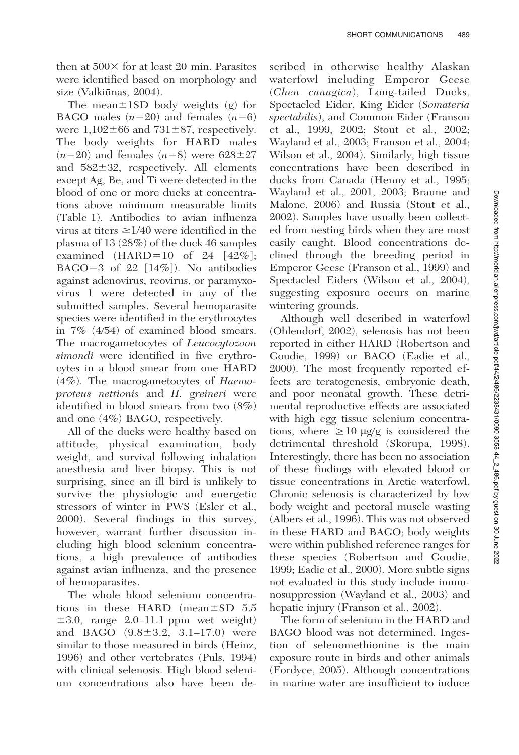then at 500× for at least 20 min. Parasites were identified based on morphology and size (Valkiūnas, 2004).

The mean±1SD body weights (g) for BAGO males ($n$=20) and females ($n$=6) were 1,102±66 and 731±87, respectively. The body weights for HARD males ($n$=20) and females ($n$=8) were 628±27 and 582±32, respectively. All elements except Ag, Be, and Ti were detected in the blood of one or more ducks at concentrations above minimum measurable limits (Table 1). Antibodies to avian influenza virus at titers ≥1/40 were identified in the plasma of 13 (28%) of the duck 46 samples examined (HARD=10 of 24 [42%]; BAGO=3 of 22 [14%]). No antibodies against adenovirus, reovirus, or paramyxovirus 1 were detected in any of the submitted samples. Several hemoparasite species were identified in the erythrocytes in 7% (4/54) of examined blood smears. The macrogametocytes of *Leucocytozoon simondi* were identified in five erythrocytes in a blood smear from one HARD (4%). The macrogametocytes of *Haemoproteus nettionis* and *H. greineri* were identified in blood smears from two (8%) and one (4%) BAGO, respectively.

All of the ducks were healthy based on attitude, physical examination, body weight, and survival following inhalation anesthesia and liver biopsy. This is not surprising, since an ill bird is unlikely to survive the physiologic and energetic stressors of winter in PWS (Esler et al., 2000). Several findings in this survey, however, warrant further discussion including high blood selenium concentrations, a high prevalence of antibodies against avian influenza, and the presence of hemoparasites.

The whole blood selenium concentrations in these HARD (mean±SD 5.5 ±3.0, range 2.0–11.1 ppm wet weight) and BAGO (9.8±3.2, 3.1–17.0) were similar to those measured in birds (Heinz, 1996) and other vertebrates (Puls, 1994) with clinical selenosis. High blood selenium concentrations also have been described in otherwise healthy Alaskan waterfowl including Emperor Geese (*Chen canagica*), Long-tailed Ducks, Spectacled Eider, King Eider (*Somateria spectabilis*), and Common Eider (Franson et al., 1999, 2002; Stout et al., 2002; Wayland et al., 2003; Franson et al., 2004; Wilson et al., 2004). Similarly, high tissue concentrations have been described in ducks from Canada (Henny et al., 1995; Wayland et al., 2001, 2003; Braune and Malone, 2006) and Russia (Stout et al., 2002). Samples have usually been collected from nesting birds when they are most easily caught. Blood concentrations declined through the breeding period in Emperor Geese (Franson et al., 1999) and Spectacled Eiders (Wilson et al., 2004), suggesting exposure occurs on marine wintering grounds.

Although well described in waterfowl (Ohlendorf, 2002), selenosis has not been reported in either HARD (Robertson and Goudie, 1999) or BAGO (Eadie et al., 2000). The most frequently reported effects are teratogenesis, embryonic death, and poor neonatal growth. These detrimental reproductive effects are associated with high egg tissue selenium concentrations, where ≥10 μg/g is considered the detrimental threshold (Skorupa, 1998). Interestingly, there has been no association of these findings with elevated blood or tissue concentrations in Arctic waterfowl. Chronic selenosis is characterized by low body weight and pectoral muscle wasting (Albers et al., 1996). This was not observed in these HARD and BAGO; body weights were within published reference ranges for these species (Robertson and Goudie, 1999; Eadie et al., 2000). More subtle signs not evaluated in this study include immunosuppression (Wayland et al., 2003) and hepatic injury (Franson et al., 2002).

The form of selenium in the HARD and BAGO blood was not determined. Ingestion of selenomethionine is the main exposure route in birds and other animals (Fordyce, 2005). Although concentrations in marine water are insufficient to induce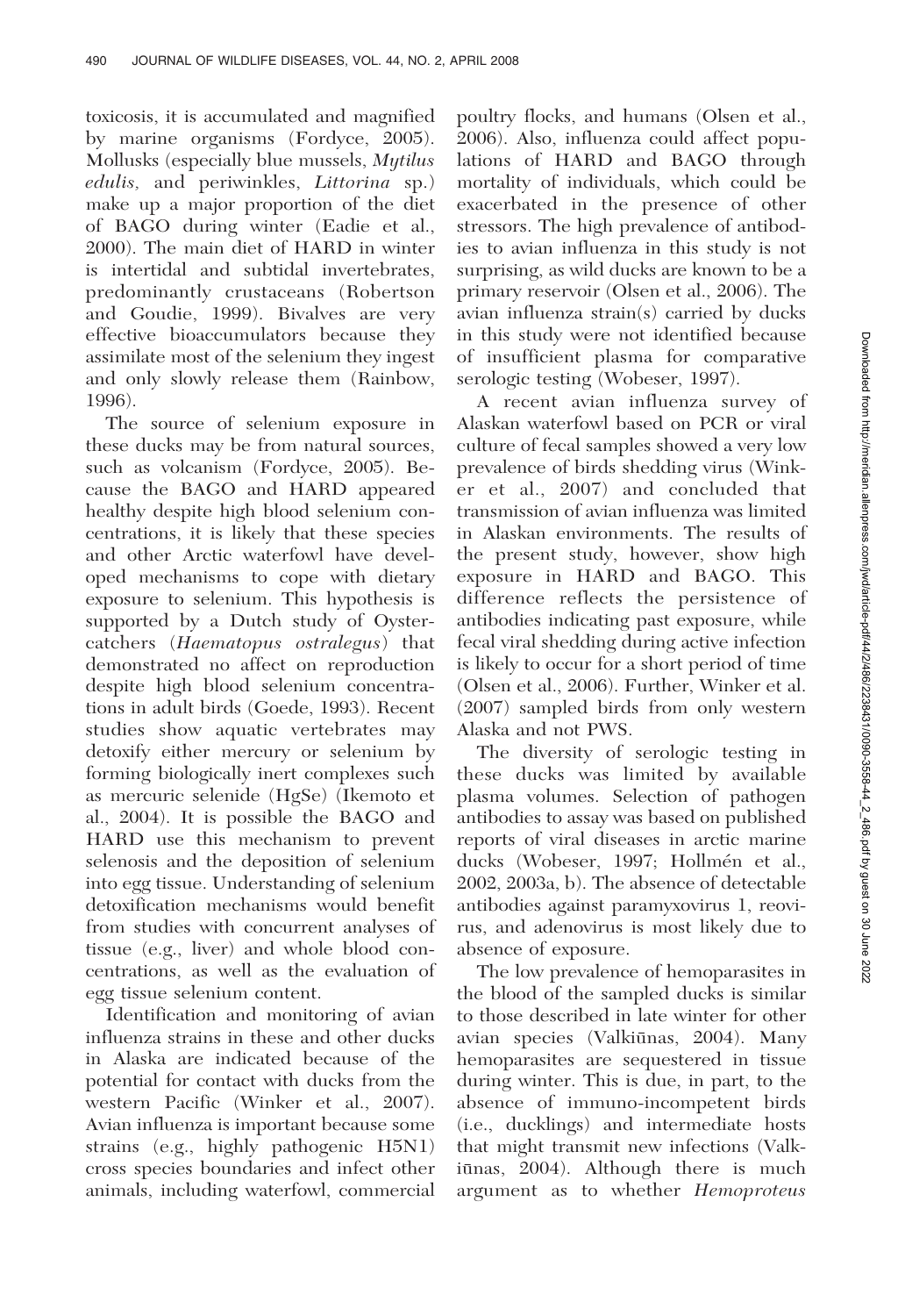toxicosis, it is accumulated and magnified by marine organisms (Fordyce, 2005). Mollusks (especially blue mussels, *Mytilus edulis,* and periwinkles, *Littorina* sp.) make up a major proportion of the diet of BAGO during winter (Eadie et al., 2000). The main diet of HARD in winter is intertidal and subtidal invertebrates, predominantly crustaceans (Robertson and Goudie, 1999). Bivalves are very effective bioaccumulators because they assimilate most of the selenium they ingest and only slowly release them (Rainbow, 1996).

The source of selenium exposure in these ducks may be from natural sources, such as volcanism (Fordyce, 2005). Because the BAGO and HARD appeared healthy despite high blood selenium concentrations, it is likely that these species and other Arctic waterfowl have developed mechanisms to cope with dietary exposure to selenium. This hypothesis is supported by a Dutch study of Oystercatchers (*Haematopus ostralegus*) that demonstrated no affect on reproduction despite high blood selenium concentrations in adult birds (Goede, 1993). Recent studies show aquatic vertebrates may detoxify either mercury or selenium by forming biologically inert complexes such as mercuric selenide (HgSe) (Ikemoto et al., 2004). It is possible the BAGO and HARD use this mechanism to prevent selenosis and the deposition of selenium into egg tissue. Understanding of selenium detoxification mechanisms would benefit from studies with concurrent analyses of tissue (e.g., liver) and whole blood concentrations, as well as the evaluation of egg tissue selenium content.

Identification and monitoring of avian influenza strains in these and other ducks in Alaska are indicated because of the potential for contact with ducks from the western Pacific (Winker et al., 2007). Avian influenza is important because some strains (e.g., highly pathogenic H5N1) cross species boundaries and infect other animals, including waterfowl, commercial poultry flocks, and humans (Olsen et al., 2006). Also, influenza could affect populations of HARD and BAGO through mortality of individuals, which could be exacerbated in the presence of other stressors. The high prevalence of antibodies to avian influenza in this study is not surprising, as wild ducks are known to be a primary reservoir (Olsen et al., 2006). The avian influenza strain(s) carried by ducks in this study were not identified because of insufficient plasma for comparative serologic testing (Wobeser, 1997).

A recent avian influenza survey of Alaskan waterfowl based on PCR or viral culture of fecal samples showed a very low prevalence of birds shedding virus (Winker et al., 2007) and concluded that transmission of avian influenza was limited in Alaskan environments. The results of the present study, however, show high exposure in HARD and BAGO. This difference reflects the persistence of antibodies indicating past exposure, while fecal viral shedding during active infection is likely to occur for a short period of time (Olsen et al., 2006). Further, Winker et al. (2007) sampled birds from only western Alaska and not PWS.

The diversity of serologic testing in these ducks was limited by available plasma volumes. Selection of pathogen antibodies to assay was based on published reports of viral diseases in arctic marine ducks (Wobeser, 1997; Hollmén et al., 2002, 2003a, b). The absence of detectable antibodies against paramyxovirus 1, reovirus, and adenovirus is most likely due to absence of exposure.

The low prevalence of hemoparasites in the blood of the sampled ducks is similar to those described in late winter for other avian species (Valkiūnas, 2004). Many hemoparasites are sequestered in tissue during winter. This is due, in part, to the absence of immuno-incompetent birds (i.e., ducklings) and intermediate hosts that might transmit new infections (Valkiūnas, 2004). Although there is much argument as to whether *Hemoproteus*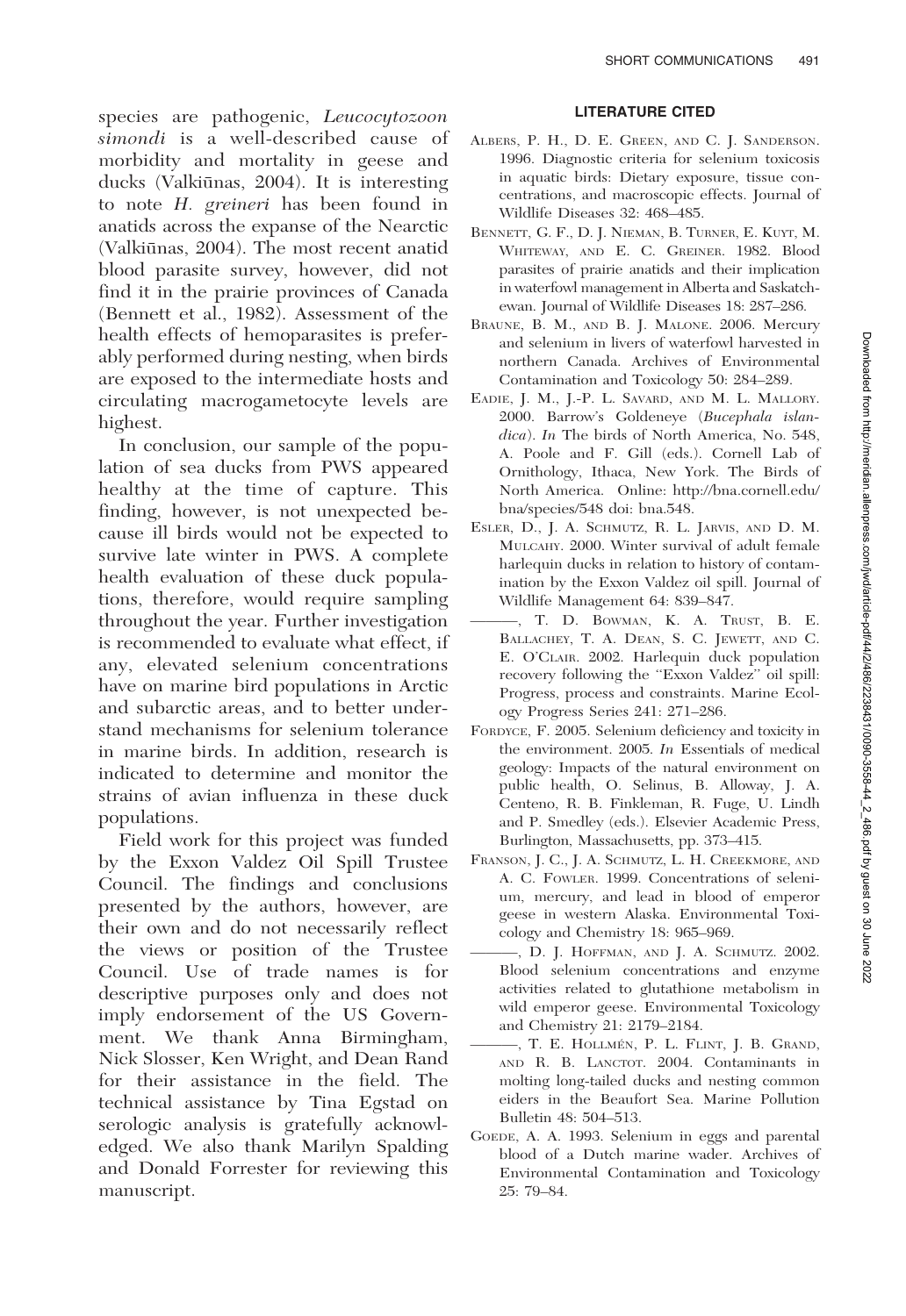species are pathogenic, *Leucocytozoon simondi* is a well-described cause of morbidity and mortality in geese and ducks (Valkiūnas, 2004). It is interesting to note *H. greineri* has been found in anatids across the expanse of the Nearctic (Valkiūnas, 2004). The most recent anatid blood parasite survey, however, did not find it in the prairie provinces of Canada (Bennett et al., 1982). Assessment of the health effects of hemoparasites is preferably performed during nesting, when birds are exposed to the intermediate hosts and circulating macrogametocyte levels are highest.

In conclusion, our sample of the population of sea ducks from PWS appeared healthy at the time of capture. This finding, however, is not unexpected because ill birds would not be expected to survive late winter in PWS. A complete health evaluation of these duck populations, therefore, would require sampling throughout the year. Further investigation is recommended to evaluate what effect, if any, elevated selenium concentrations have on marine bird populations in Arctic and subarctic areas, and to better understand mechanisms for selenium tolerance in marine birds. In addition, research is indicated to determine and monitor the strains of avian influenza in these duck populations.

Field work for this project was funded by the Exxon Valdez Oil Spill Trustee Council. The findings and conclusions presented by the authors, however, are their own and do not necessarily reflect the views or position of the Trustee Council. Use of trade names is for descriptive purposes only and does not imply endorsement of the US Government. We thank Anna Birmingham, Nick Slosser, Ken Wright, and Dean Rand for their assistance in the field. The technical assistance by Tina Egstad on serologic analysis is gratefully acknowledged. We also thank Marilyn Spalding and Donald Forrester for reviewing this manuscript.

## LITERATURE CITED

ALBERS, P. H., D. E. GREEN, AND C. J. SANDERSON. 1996. Diagnostic criteria for selenium toxicosis in aquatic birds: Dietary exposure, tissue concentrations, and macroscopic effects. Journal of Wildlife Diseases 32: 468–485.

BENNETT, G. F., D. J. NIEMAN, B. TURNER, E. KUYT, M. WHITEWAY, AND E. C. GREINER. 1982. Blood parasites of prairie anatids and their implication in waterfowl management in Alberta and Saskatchewan. Journal of Wildlife Diseases 18: 287–286.

BRAUNE, B. M., AND B. J. MALONE. 2006. Mercury and selenium in livers of waterfowl harvested in northern Canada. Archives of Environmental Contamination and Toxicology 50: 284–289.

EADIE, J. M., J.-P. L. SAVARD, AND M. L. MALLORY. 2000. Barrow's Goldeneye (*Bucephala islandica*). *In* The birds of North America, No. 548, A. Poole and F. Gill (eds.). Cornell Lab of Ornithology, Ithaca, New York. The Birds of North America. Online: http://bna.cornell.edu/bna/species/548 doi: bna.548.

ESLER, D., J. A. SCHMUTZ, R. L. JARVIS, AND D. M. MULCAHY. 2000. Winter survival of adult female harlequin ducks in relation to history of contamination by the Exxon Valdez oil spill. Journal of Wildlife Management 64: 839–847.

———, T. D. BOWMAN, K. A. TRUST, B. E. BALLACHEY, T. A. DEAN, S. C. JEWETT, AND C. E. O'CLAIR. 2002. Harlequin duck population recovery following the "Exxon Valdez" oil spill: Progress, process and constraints. Marine Ecology Progress Series 241: 271–286.

FORDYCE, F. 2005. Selenium deficiency and toxicity in the environment. 2005. *In* Essentials of medical geology: Impacts of the natural environment on public health, O. Selinus, B. Alloway, J. A. Centeno, R. B. Finkleman, R. Fuge, U. Lindh and P. Smedley (eds.). Elsevier Academic Press, Burlington, Massachusetts, pp. 373–415.

FRANSON, J. C., J. A. SCHMUTZ, L. H. CREEKMORE, AND A. C. FOWLER. 1999. Concentrations of selenium, mercury, and lead in blood of emperor geese in western Alaska. Environmental Toxicology and Chemistry 18: 965–969.

———, D. J. HOFFMAN, AND J. A. SCHMUTZ. 2002. Blood selenium concentrations and enzyme activities related to glutathione metabolism in wild emperor geese. Environmental Toxicology and Chemistry 21: 2179–2184.

———, T. E. HOLLMÉN, P. L. FLINT, J. B. GRAND, AND R. B. LANCTOT. 2004. Contaminants in molting long-tailed ducks and nesting common eiders in the Beaufort Sea. Marine Pollution Bulletin 48: 504–513.

GOEDE, A. A. 1993. Selenium in eggs and parental blood of a Dutch marine wader. Archives of Environmental Contamination and Toxicology 25: 79–84.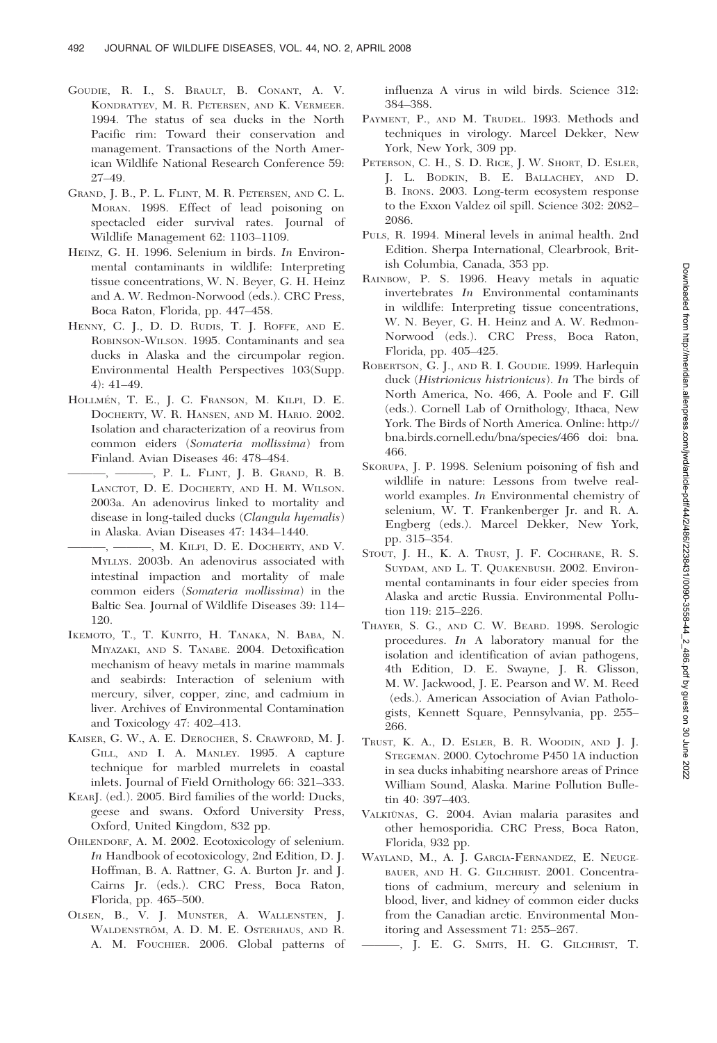GOUDIE, R. I., S. BRAULT, B. CONANT, A. V. KONDRATYEV, M. R. PETERSEN, AND K. VERMEER. 1994. The status of sea ducks in the North Pacific rim: Toward their conservation and management. Transactions of the North American Wildlife National Research Conference 59: 27–49.

GRAND, J. B., P. L. FLINT, M. R. PETERSEN, AND C. L. MORAN. 1998. Effect of lead poisoning on spectacled eider survival rates. Journal of Wildlife Management 62: 1103–1109.

HEINZ, G. H. 1996. Selenium in birds. *In* Environmental contaminants in wildlife: Interpreting tissue concentrations, W. N. Beyer, G. H. Heinz and A. W. Redmon-Norwood (eds.). CRC Press, Boca Raton, Florida, pp. 447–458.

HENNY, C. J., D. D. RUDIS, T. J. ROFFE, AND E. ROBINSON-WILSON. 1995. Contaminants and sea ducks in Alaska and the circumpolar region. Environmental Health Perspectives 103(Supp. 4): 41–49.

HOLLMÉN, T. E., J. C. FRANSON, M. KILPI, D. E. DOCHERTY, W. R. HANSEN, AND M. HARIO. 2002. Isolation and characterization of a reovirus from common eiders (*Somateria mollissima*) from Finland. Avian Diseases 46: 478–484.

———, ———, P. L. FLINT, J. B. GRAND, R. B. LANCTOT, D. E. DOCHERTY, AND H. M. WILSON. 2003a. An adenovirus linked to mortality and disease in long-tailed ducks (*Clangula hyemalis*) in Alaska. Avian Diseases 47: 1434–1440.

———, ———, M. KILPI, D. E. DOCHERTY, AND V. MYLLYS. 2003b. An adenovirus associated with intestinal impaction and mortality of male common eiders (*Somateria mollissima*) in the Baltic Sea. Journal of Wildlife Diseases 39: 114–120.

IKEMOTO, T., T. KUNITO, H. TANAKA, N. BABA, N. MIYAZAKI, AND S. TANABE. 2004. Detoxification mechanism of heavy metals in marine mammals and seabirds: Interaction of selenium with mercury, silver, copper, zinc, and cadmium in liver. Archives of Environmental Contamination and Toxicology 47: 402–413.

KAISER, G. W., A. E. DEROCHER, S. CRAWFORD, M. J. GILL, AND I. A. MANLEY. 1995. A capture technique for marbled murrelets in coastal inlets. Journal of Field Ornithology 66: 321–333.

KEARJ. (ed.). 2005. Bird families of the world: Ducks, geese and swans. Oxford University Press, Oxford, United Kingdom, 832 pp.

OHLENDORF, A. M. 2002. Ecotoxicology of selenium. *In* Handbook of ecotoxicology, 2nd Edition, D. J. Hoffman, B. A. Rattner, G. A. Burton Jr. and J. Cairns Jr. (eds.). CRC Press, Boca Raton, Florida, pp. 465–500.

OLSEN, B., V. J. MUNSTER, A. WALLENSTEN, J. WALDENSTRÖM, A. D. M. E. OSTERHAUS, AND R. A. M. FOUCHIER. 2006. Global patterns of influenza A virus in wild birds. Science 312: 384–388.

PAYMENT, P., AND M. TRUDEL. 1993. Methods and techniques in virology. Marcel Dekker, New York, New York, 309 pp.

PETERSON, C. H., S. D. RICE, J. W. SHORT, D. ESLER, J. L. BODKIN, B. E. BALLACHEY, AND D. B. IRONS. 2003. Long-term ecosystem response to the Exxon Valdez oil spill. Science 302: 2082–2086.

PULS, R. 1994. Mineral levels in animal health. 2nd Edition. Sherpa International, Clearbrook, British Columbia, Canada, 353 pp.

RAINBOW, P. S. 1996. Heavy metals in aquatic invertebrates *In* Environmental contaminants in wildlife: Interpreting tissue concentrations, W. N. Beyer, G. H. Heinz and A. W. Redmon-Norwood (eds.). CRC Press, Boca Raton, Florida, pp. 405–425.

ROBERTSON, G. J., AND R. I. GOUDIE. 1999. Harlequin duck (*Histrionicus histrionicus*). *In* The birds of North America, No. 466, A. Poole and F. Gill (eds.). Cornell Lab of Ornithology, Ithaca, New York. The Birds of North America. Online: http://bna.birds.cornell.edu/bna/species/466 doi: bna.466.

SKORUPA, J. P. 1998. Selenium poisoning of fish and wildlife in nature: Lessons from twelve real-world examples. *In* Environmental chemistry of selenium, W. T. Frankenberger Jr. and R. A. Engberg (eds.). Marcel Dekker, New York, pp. 315–354.

STOUT, J. H., K. A. TRUST, J. F. COCHRANE, R. S. SUYDAM, AND L. T. QUAKENBUSH. 2002. Environmental contaminants in four eider species from Alaska and arctic Russia. Environmental Pollution 119: 215–226.

THAYER, S. G., AND C. W. BEARD. 1998. Serologic procedures. *In* A laboratory manual for the isolation and identification of avian pathogens, 4th Edition, D. E. Swayne, J. R. Glisson, M. W. Jackwood, J. E. Pearson and W. M. Reed (eds.). American Association of Avian Pathologists, Kennett Square, Pennsylvania, pp. 255–266.

TRUST, K. A., D. ESLER, B. R. WOODIN, AND J. J. STEGEMAN. 2000. Cytochrome P450 1A induction in sea ducks inhabiting nearshore areas of Prince William Sound, Alaska. Marine Pollution Bulletin 40: 397–403.

VALKIŪNAS, G. 2004. Avian malaria parasites and other hemosporidia. CRC Press, Boca Raton, Florida, 932 pp.

WAYLAND, M., A. J. GARCIA-FERNANDEZ, E. NEUGEBAUER, AND H. G. GILCHRIST. 2001. Concentrations of cadmium, mercury and selenium in blood, liver, and kidney of common eider ducks from the Canadian arctic. Environmental Monitoring and Assessment 71: 255–267.

———, J. E. G. SMITS, H. G. GILCHRIST, T.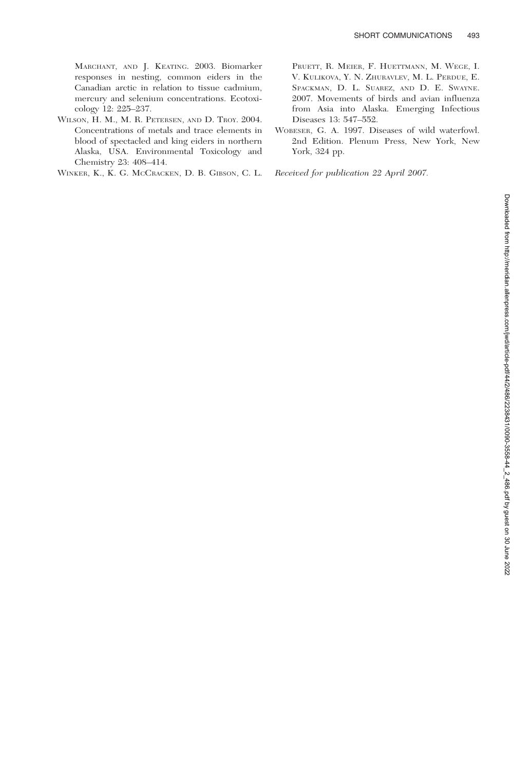MARCHANT, AND J. KEATING. 2003. Biomarker responses in nesting, common eiders in the Canadian arctic in relation to tissue cadmium, mercury and selenium concentrations. Ecotoxicology 12: 225–237.

WILSON, H. M., M. R. PETERSEN, AND D. TROY. 2004. Concentrations of metals and trace elements in blood of spectacled and king eiders in northern Alaska, USA. Environmental Toxicology and Chemistry 23: 408–414.

WINKER, K., K. G. MCCRACKEN, D. B. GIBSON, C. L. PRUETT, R. MEIER, F. HUETTMANN, M. WEGE, I. V. KULIKOVA, Y. N. ZHURAVLEV, M. L. PERDUE, E. SPACKMAN, D. L. SUAREZ, AND D. E. SWAYNE. 2007. Movements of birds and avian influenza from Asia into Alaska. Emerging Infectious Diseases 13: 547–552.

WOBESER, G. A. 1997. Diseases of wild waterfowl. 2nd Edition. Plenum Press, New York, New York, 324 pp.

*Received for publication 22 April 2007.*